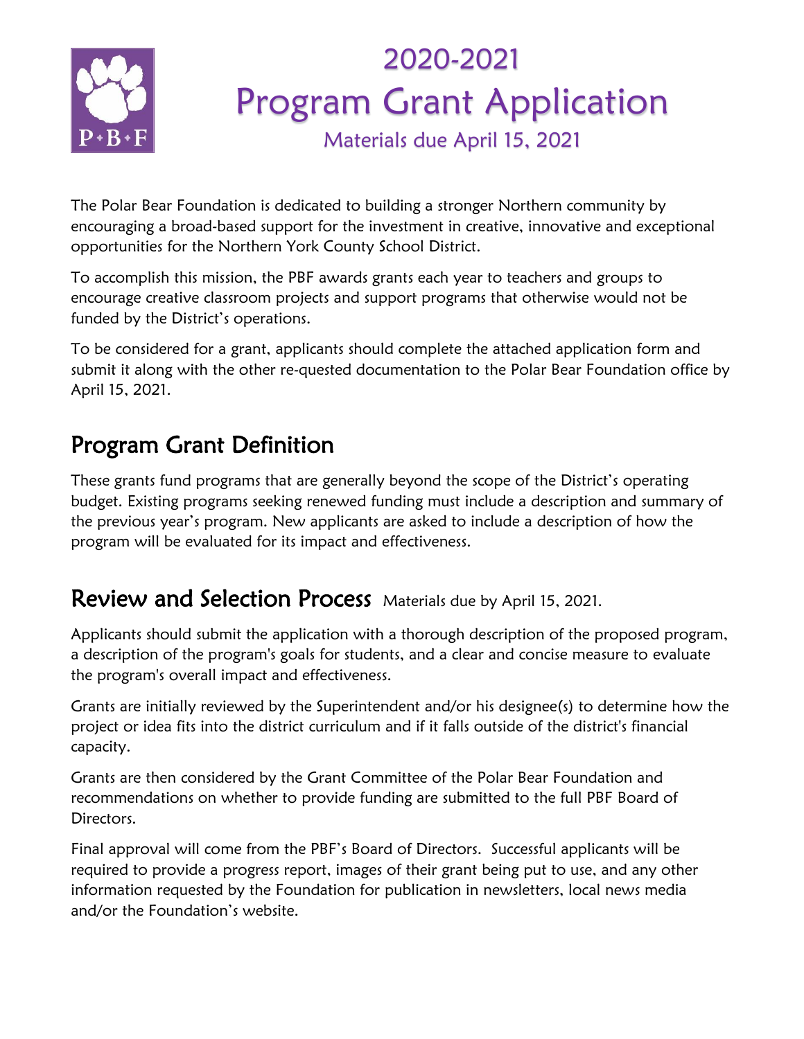P•B•F

# 2020-2021
# Program Grant Application

Materials due April 15, 2021

The Polar Bear Foundation is dedicated to building a stronger Northern community by encouraging a broad-based support for the investment in creative, innovative and exceptional opportunities for the Northern York County School District.

To accomplish this mission, the PBF awards grants each year to teachers and groups to encourage creative classroom projects and support programs that otherwise would not be funded by the District's operations.

To be considered for a grant, applicants should complete the attached application form and submit it along with the other re-quested documentation to the Polar Bear Foundation office by April 15, 2021.

## Program Grant Definition

These grants fund programs that are generally beyond the scope of the District's operating budget. Existing programs seeking renewed funding must include a description and summary of the previous year's program. New applicants are asked to include a description of how the program will be evaluated for its impact and effectiveness.

## Review and Selection Process

Materials due by April 15, 2021.

Applicants should submit the application with a thorough description of the proposed program, a description of the program's goals for students, and a clear and concise measure to evaluate the program's overall impact and effectiveness.

Grants are initially reviewed by the Superintendent and/or his designee(s) to determine how the project or idea fits into the district curriculum and if it falls outside of the district's financial capacity.

Grants are then considered by the Grant Committee of the Polar Bear Foundation and recommendations on whether to provide funding are submitted to the full PBF Board of Directors.

Final approval will come from the PBF's Board of Directors. Successful applicants will be required to provide a progress report, images of their grant being put to use, and any other information requested by the Foundation for publication in newsletters, local news media and/or the Foundation's website.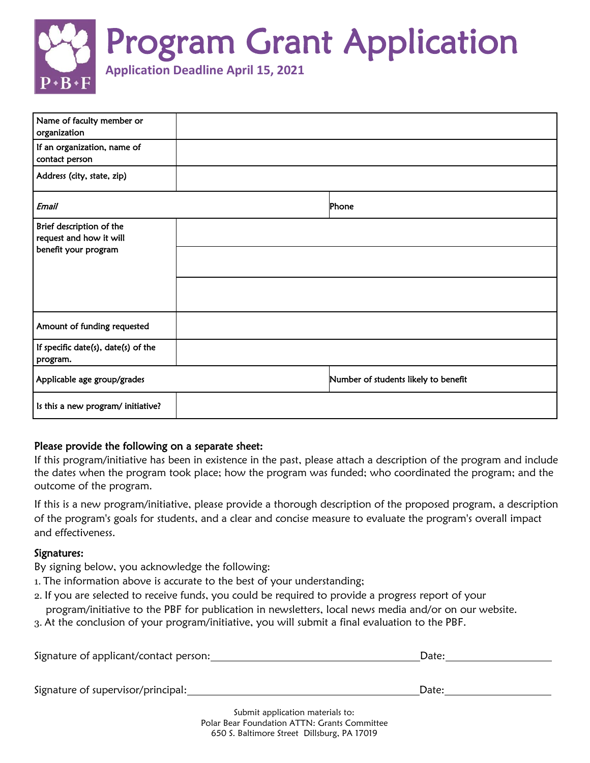# Program Grant Application

**Application Deadline April 15, 2021**

| | | | |
|---|---|---|---|
| Name of faculty member or organization | | | |
| If an organization, name of contact person | | | |
| Address (city, state, zip) | | | |
| *Email* | | Phone | |
| Brief description of the request and how it will benefit your program | | | |
| | | | |
| | | | |
| Amount of funding requested | | | |
| If specific date(s), date(s) of the program. | | | |
| Applicable age group/grades | | Number of students likely to benefit | |
| Is this a new program/ initiative? | | | |

### Please provide the following on a separate sheet:

If this program/initiative has been in existence in the past, please attach a description of the program and include the dates when the program took place; how the program was funded; who coordinated the program; and the outcome of the program.

If this is a new program/initiative, please provide a thorough description of the proposed program, a description of the program's goals for students, and a clear and concise measure to evaluate the program's overall impact and effectiveness.

### Signatures:

By signing below, you acknowledge the following:

1. The information above is accurate to the best of your understanding;
2. If you are selected to receive funds, you could be required to provide a progress report of your program/initiative to the PBF for publication in newsletters, local news media and/or on our website.
3. At the conclusion of your program/initiative, you will submit a final evaluation to the PBF.

Signature of applicant/contact person:______________________ Date:__________

Signature of supervisor/principal:______________________ Date:__________

Submit application materials to:
Polar Bear Foundation ATTN: Grants Committee
650 S. Baltimore Street Dillsburg, PA 17019